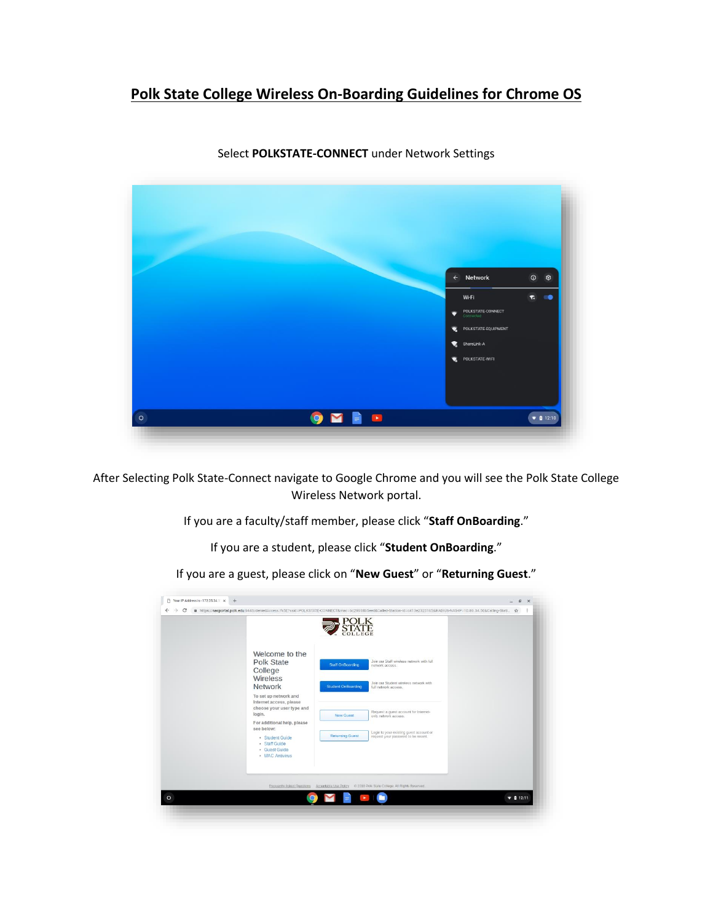# Polk State College Wireless On-Boarding Guidelines for Chrome OS

Select **POLKSTATE-CONNECT** under Network Settings

After Selecting Polk State-Connect navigate to Google Chrome and you will see the Polk State College Wireless Network portal.

If you are a faculty/staff member, please click "**Staff OnBoarding**."

If you are a student, please click "**Student OnBoarding**."

If you are a guest, please click on "**New Guest**" or "**Returning Guest**."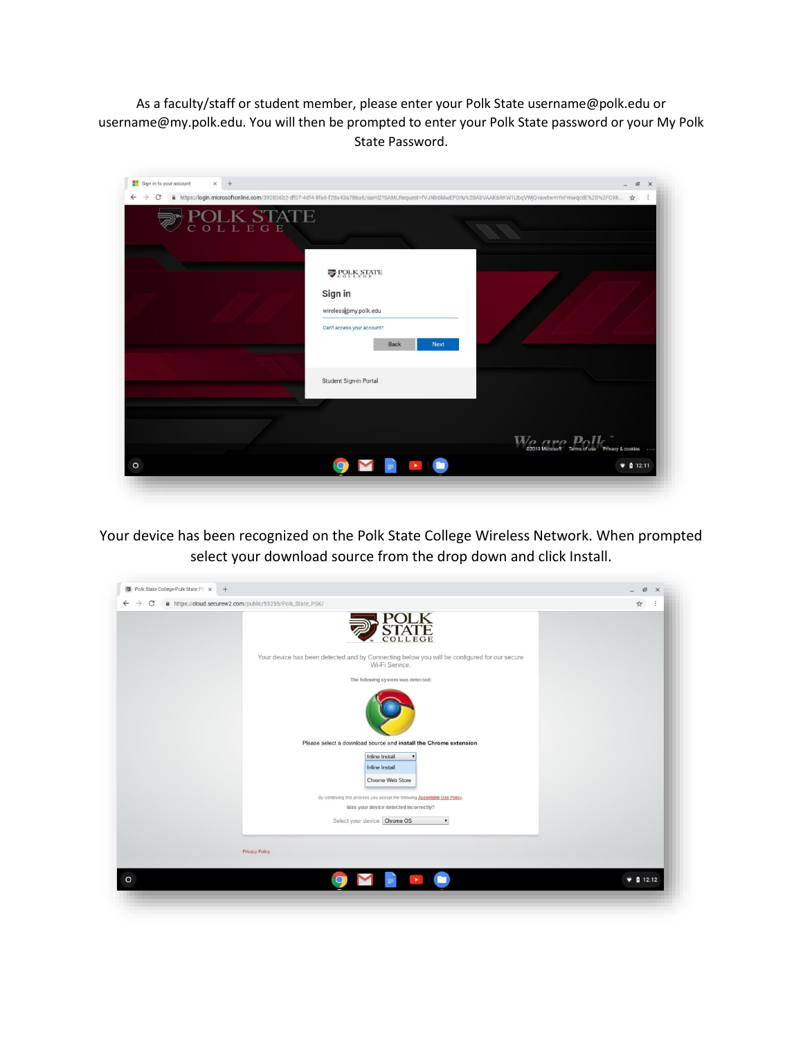As a faculty/staff or student member, please enter your Polk State username@polk.edu or username@my.polk.edu. You will then be prompted to enter your Polk State password or your My Polk State Password.

Your device has been recognized on the Polk State College Wireless Network. When prompted select your download source from the drop down and click Install.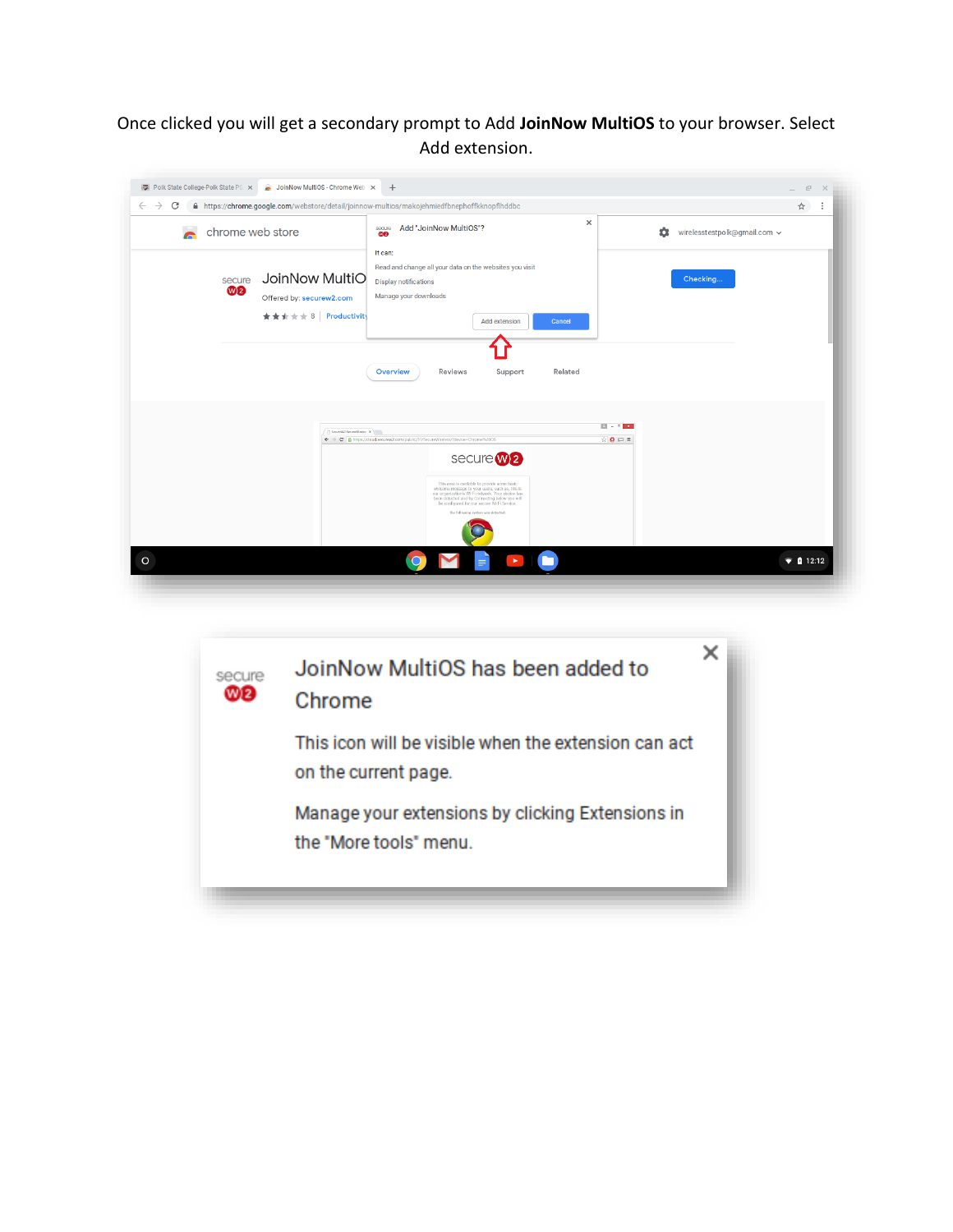Once clicked you will get a secondary prompt to Add **JoinNow MultiOS** to your browser. Select Add extension.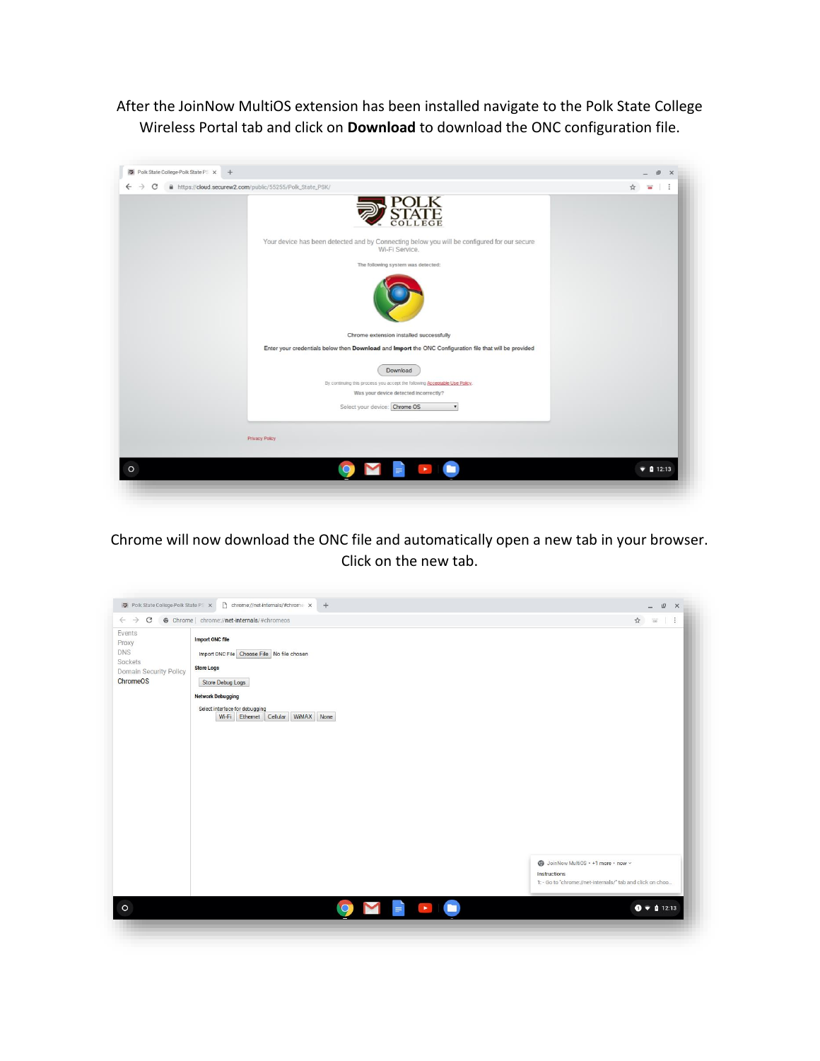After the JoinNow MultiOS extension has been installed navigate to the Polk State College Wireless Portal tab and click on **Download** to download the ONC configuration file.

Chrome will now download the ONC file and automatically open a new tab in your browser. Click on the new tab.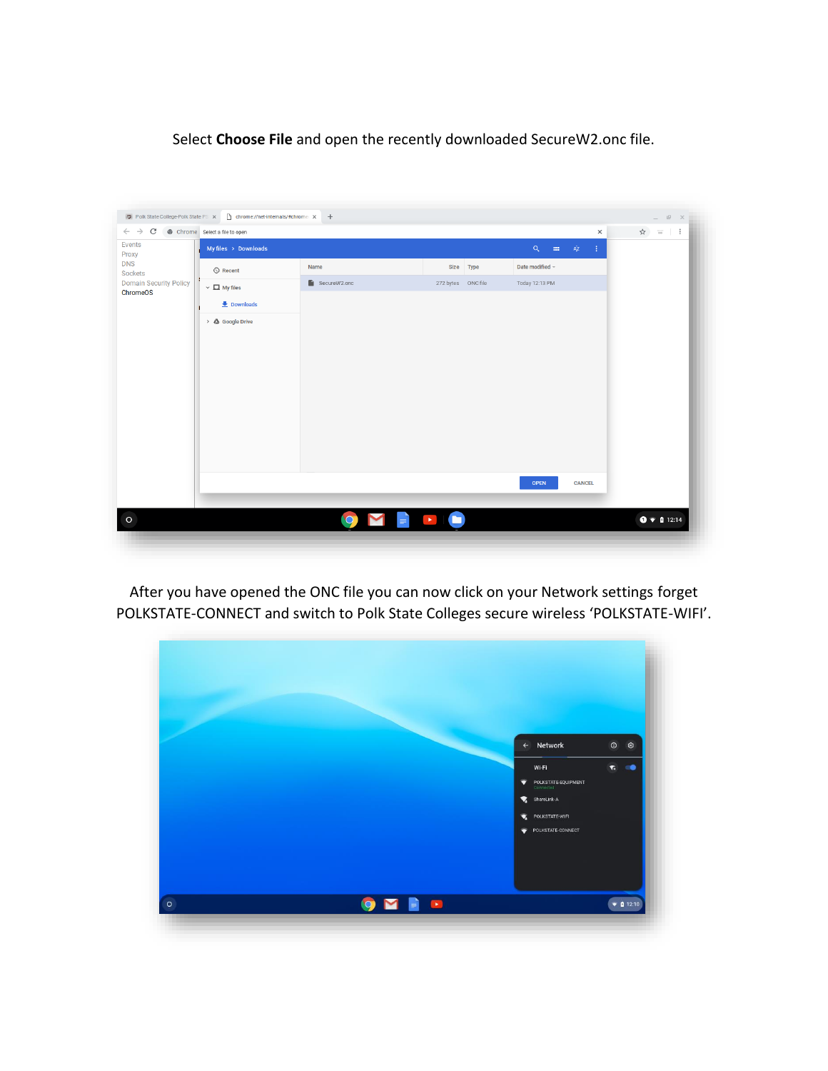Select **Choose File** and open the recently downloaded SecureW2.onc file.

After you have opened the ONC file you can now click on your Network settings forget POLKSTATE-CONNECT and switch to Polk State Colleges secure wireless 'POLKSTATE-WIFI'.